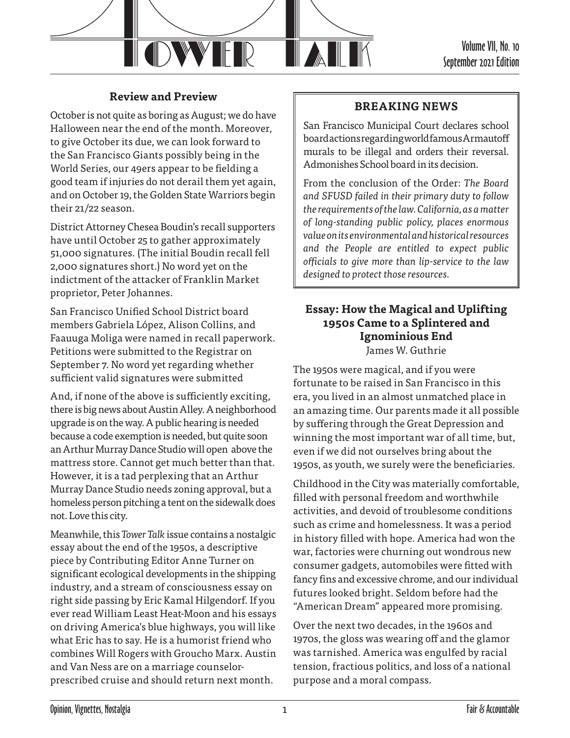# Tower Talk

Volume VII, No. 10
September 2021 Edition

## Review and Preview

October is not quite as boring as August; we do have Halloween near the end of the month. Moreover, to give October its due, we can look forward to the San Francisco Giants possibly being in the World Series, our 49ers appear to be fielding a good team if injuries do not derail them yet again, and on October 19, the Golden State Warriors begin their 21/22 season.

District Attorney Chesea Boudin's recall supporters have until October 25 to gather approximately 51,000 signatures. (The initial Boudin recall fell 2,000 signatures short.) No word yet on the indictment of the attacker of Franklin Market proprietor, Peter Johannes.

San Francisco Unified School District board members Gabriela López, Alison Collins, and Faauuga Moliga were named in recall paperwork. Petitions were submitted to the Registrar on September 7. No word yet regarding whether sufficient valid signatures were submitted

And, if none of the above is sufficiently exciting, there is big news about Austin Alley. A neighborhood upgrade is on the way. A public hearing is needed because a code exemption is needed, but quite soon an Arthur Murray Dance Studio will open above the mattress store. Cannot get much better than that. However, it is a tad perplexing that an Arthur Murray Dance Studio needs zoning approval, but a homeless person pitching a tent on the sidewalk does not. Love this city.

Meanwhile, this *Tower Talk* issue contains a nostalgic essay about the end of the 1950s, a descriptive piece by Contributing Editor Anne Turner on significant ecological developments in the shipping industry, and a stream of consciousness essay on right side passing by Eric Kamal Hilgendorf. If you ever read William Least Heat-Moon and his essays on driving America's blue highways, you will like what Eric has to say. He is a humorist friend who combines Will Rogers with Groucho Marx. Austin and Van Ness are on a marriage counselor-prescribed cruise and should return next month.

## BREAKING NEWS

San Francisco Municipal Court declares school board actions regarding world famous Armautoff murals to be illegal and orders their reversal. Admonishes School board in its decision.

From the conclusion of the Order: *The Board and SFUSD failed in their primary duty to follow the requirements of the law. California, as a matter of long-standing public policy, places enormous value on its environmental and historical resources and the People are entitled to expect public officials to give more than lip-service to the law designed to protect those resources.*

## Essay: How the Magical and Uplifting 1950s Came to a Splintered and Ignominious End

James W. Guthrie

The 1950s were magical, and if you were fortunate to be raised in San Francisco in this era, you lived in an almost unmatched place in an amazing time. Our parents made it all possible by suffering through the Great Depression and winning the most important war of all time, but, even if we did not ourselves bring about the 1950s, as youth, we surely were the beneficiaries.

Childhood in the City was materially comfortable, filled with personal freedom and worthwhile activities, and devoid of troublesome conditions such as crime and homelessness. It was a period in history filled with hope. America had won the war, factories were churning out wondrous new consumer gadgets, automobiles were fitted with fancy fins and excessive chrome, and our individual futures looked bright. Seldom before had the "American Dream" appeared more promising.

Over the next two decades, in the 1960s and 1970s, the gloss was wearing off and the glamor was tarnished. America was engulfed by racial tension, fractious politics, and loss of a national purpose and a moral compass.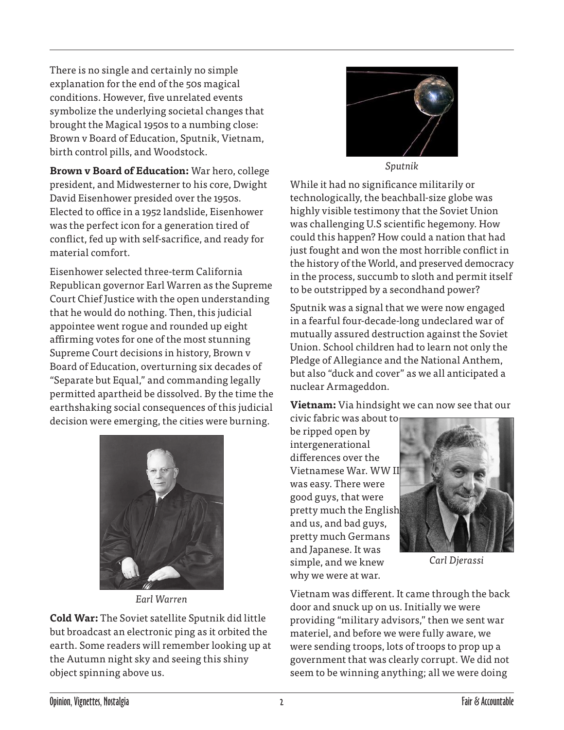There is no single and certainly no simple explanation for the end of the 50s magical conditions. However, five unrelated events symbolize the underlying societal changes that brought the Magical 1950s to a numbing close: Brown v Board of Education, Sputnik, Vietnam, birth control pills, and Woodstock.

**Brown v Board of Education:** War hero, college president, and Midwesterner to his core, Dwight David Eisenhower presided over the 1950s. Elected to office in a 1952 landslide, Eisenhower was the perfect icon for a generation tired of conflict, fed up with self-sacrifice, and ready for material comfort.

Eisenhower selected three-term California Republican governor Earl Warren as the Supreme Court Chief Justice with the open understanding that he would do nothing. Then, this judicial appointee went rogue and rounded up eight affirming votes for one of the most stunning Supreme Court decisions in history, Brown v Board of Education, overturning six decades of "Separate but Equal," and commanding legally permitted apartheid be dissolved. By the time the earthshaking social consequences of this judicial decision were emerging, the cities were burning.

*Earl Warren*

**Cold War:** The Soviet satellite Sputnik did little but broadcast an electronic ping as it orbited the earth. Some readers will remember looking up at the Autumn night sky and seeing this shiny object spinning above us.

*Sputnik*

While it had no significance militarily or technologically, the beachball-size globe was highly visible testimony that the Soviet Union was challenging U.S scientific hegemony. How could this happen? How could a nation that had just fought and won the most horrible conflict in the history of the World, and preserved democracy in the process, succumb to sloth and permit itself to be outstripped by a secondhand power?

Sputnik was a signal that we were now engaged in a fearful four-decade-long undeclared war of mutually assured destruction against the Soviet Union. School children had to learn not only the Pledge of Allegiance and the National Anthem, but also "duck and cover" as we all anticipated a nuclear Armageddon.

**Vietnam:** Via hindsight we can now see that our civic fabric was about to be ripped open by intergenerational differences over the Vietnamese War. WW II was easy. There were good guys, that were pretty much the English and us, and bad guys, pretty much Germans and Japanese. It was simple, and we knew why we were at war.

*Carl Djerassi*

Vietnam was different. It came through the back door and snuck up on us. Initially we were providing "military advisors," then we sent war materiel, and before we were fully aware, we were sending troops, lots of troops to prop up a government that was clearly corrupt. We did not seem to be winning anything; all we were doing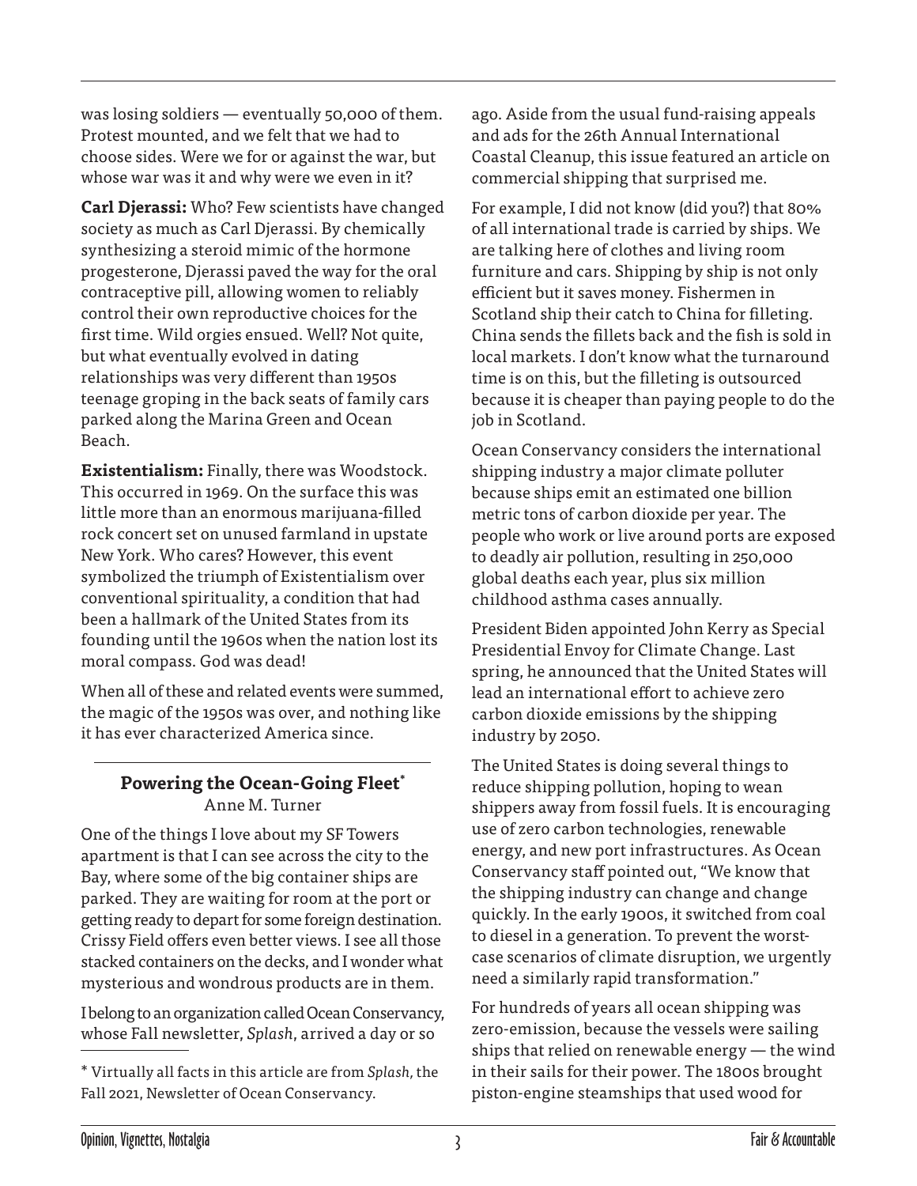was losing soldiers — eventually 50,000 of them. Protest mounted, and we felt that we had to choose sides. Were we for or against the war, but whose war was it and why were we even in it?

**Carl Djerassi:** Who? Few scientists have changed society as much as Carl Djerassi. By chemically synthesizing a steroid mimic of the hormone progesterone, Djerassi paved the way for the oral contraceptive pill, allowing women to reliably control their own reproductive choices for the first time. Wild orgies ensued. Well? Not quite, but what eventually evolved in dating relationships was very different than 1950s teenage groping in the back seats of family cars parked along the Marina Green and Ocean Beach.

**Existentialism:** Finally, there was Woodstock. This occurred in 1969. On the surface this was little more than an enormous marijuana-filled rock concert set on unused farmland in upstate New York. Who cares? However, this event symbolized the triumph of Existentialism over conventional spirituality, a condition that had been a hallmark of the United States from its founding until the 1960s when the nation lost its moral compass. God was dead!

When all of these and related events were summed, the magic of the 1950s was over, and nothing like it has ever characterized America since.

## Powering the Ocean-Going Fleet*

Anne M. Turner

One of the things I love about my SF Towers apartment is that I can see across the city to the Bay, where some of the big container ships are parked. They are waiting for room at the port or getting ready to depart for some foreign destination. Crissy Field offers even better views. I see all those stacked containers on the decks, and I wonder what mysterious and wondrous products are in them.

I belong to an organization called Ocean Conservancy, whose Fall newsletter, *Splash*, arrived a day or so ago. Aside from the usual fund-raising appeals and ads for the 26th Annual International Coastal Cleanup, this issue featured an article on commercial shipping that surprised me.

For example, I did not know (did you?) that 80% of all international trade is carried by ships. We are talking here of clothes and living room furniture and cars. Shipping by ship is not only efficient but it saves money. Fishermen in Scotland ship their catch to China for filleting. China sends the fillets back and the fish is sold in local markets. I don't know what the turnaround time is on this, but the filleting is outsourced because it is cheaper than paying people to do the job in Scotland.

Ocean Conservancy considers the international shipping industry a major climate polluter because ships emit an estimated one billion metric tons of carbon dioxide per year. The people who work or live around ports are exposed to deadly air pollution, resulting in 250,000 global deaths each year, plus six million childhood asthma cases annually.

President Biden appointed John Kerry as Special Presidential Envoy for Climate Change. Last spring, he announced that the United States will lead an international effort to achieve zero carbon dioxide emissions by the shipping industry by 2050.

The United States is doing several things to reduce shipping pollution, hoping to wean shippers away from fossil fuels. It is encouraging use of zero carbon technologies, renewable energy, and new port infrastructures. As Ocean Conservancy staff pointed out, "We know that the shipping industry can change and change quickly. In the early 1900s, it switched from coal to diesel in a generation. To prevent the worst-case scenarios of climate disruption, we urgently need a similarly rapid transformation."

For hundreds of years all ocean shipping was zero-emission, because the vessels were sailing ships that relied on renewable energy — the wind in their sails for their power. The 1800s brought piston-engine steamships that used wood for

---

* Virtually all facts in this article are from *Splash*, the Fall 2021, Newsletter of Ocean Conservancy.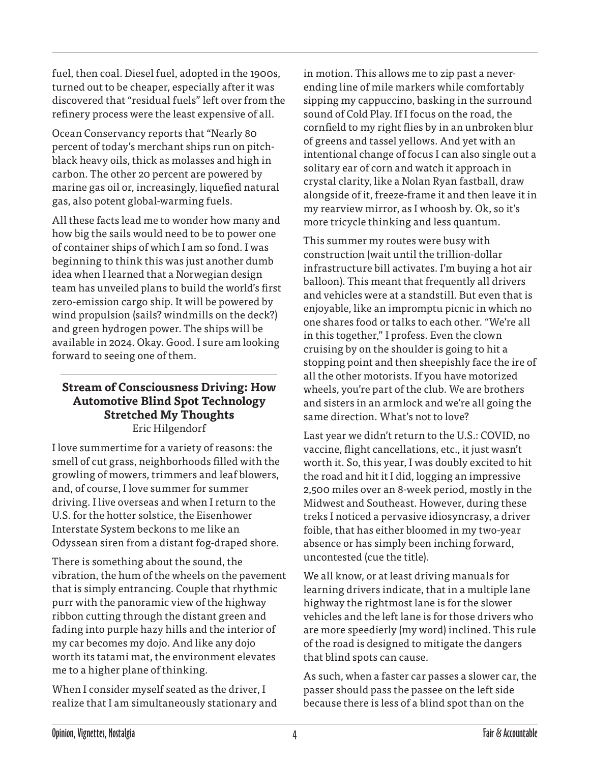fuel, then coal. Diesel fuel, adopted in the 1900s, turned out to be cheaper, especially after it was discovered that "residual fuels" left over from the refinery process were the least expensive of all.

Ocean Conservancy reports that "Nearly 80 percent of today's merchant ships run on pitch-black heavy oils, thick as molasses and high in carbon. The other 20 percent are powered by marine gas oil or, increasingly, liquefied natural gas, also potent global-warming fuels.

All these facts lead me to wonder how many and how big the sails would need to be to power one of container ships of which I am so fond. I was beginning to think this was just another dumb idea when I learned that a Norwegian design team has unveiled plans to build the world's first zero-emission cargo ship. It will be powered by wind propulsion (sails? windmills on the deck?) and green hydrogen power. The ships will be available in 2024. Okay. Good. I sure am looking forward to seeing one of them.

### Stream of Consciousness Driving: How Automotive Blind Spot Technology Stretched My Thoughts

Eric Hilgendorf

I love summertime for a variety of reasons: the smell of cut grass, neighborhoods filled with the growling of mowers, trimmers and leaf blowers, and, of course, I love summer for summer driving. I live overseas and when I return to the U.S. for the hotter solstice, the Eisenhower Interstate System beckons to me like an Odyssean siren from a distant fog-draped shore.

There is something about the sound, the vibration, the hum of the wheels on the pavement that is simply entrancing. Couple that rhythmic purr with the panoramic view of the highway ribbon cutting through the distant green and fading into purple hazy hills and the interior of my car becomes my dojo. And like any dojo worth its tatami mat, the environment elevates me to a higher plane of thinking.

When I consider myself seated as the driver, I realize that I am simultaneously stationary and in motion. This allows me to zip past a never-ending line of mile markers while comfortably sipping my cappuccino, basking in the surround sound of Cold Play. If I focus on the road, the cornfield to my right flies by in an unbroken blur of greens and tassel yellows. And yet with an intentional change of focus I can also single out a solitary ear of corn and watch it approach in crystal clarity, like a Nolan Ryan fastball, draw alongside of it, freeze-frame it and then leave it in my rearview mirror, as I whoosh by. Ok, so it's more tricycle thinking and less quantum.

This summer my routes were busy with construction (wait until the trillion-dollar infrastructure bill activates. I'm buying a hot air balloon). This meant that frequently all drivers and vehicles were at a standstill. But even that is enjoyable, like an impromptu picnic in which no one shares food or talks to each other. "We're all in this together," I profess. Even the clown cruising by on the shoulder is going to hit a stopping point and then sheepishly face the ire of all the other motorists. If you have motorized wheels, you're part of the club. We are brothers and sisters in an armlock and we're all going the same direction. What's not to love?

Last year we didn't return to the U.S.: COVID, no vaccine, flight cancellations, etc., it just wasn't worth it. So, this year, I was doubly excited to hit the road and hit it I did, logging an impressive 2,500 miles over an 8-week period, mostly in the Midwest and Southeast. However, during these treks I noticed a pervasive idiosyncrasy, a driver foible, that has either bloomed in my two-year absence or has simply been inching forward, uncontested (cue the title).

We all know, or at least driving manuals for learning drivers indicate, that in a multiple lane highway the rightmost lane is for the slower vehicles and the left lane is for those drivers who are more speedierly (my word) inclined. This rule of the road is designed to mitigate the dangers that blind spots can cause.

As such, when a faster car passes a slower car, the passer should pass the passee on the left side because there is less of a blind spot than on the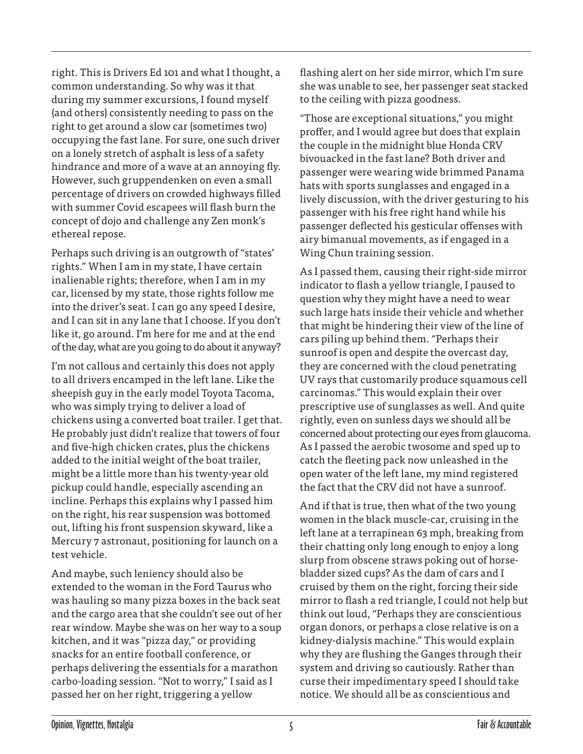right. This is Drivers Ed 101 and what I thought, a common understanding. So why was it that during my summer excursions, I found myself (and others) consistently needing to pass on the right to get around a slow car (sometimes two) occupying the fast lane. For sure, one such driver on a lonely stretch of asphalt is less of a safety hindrance and more of a wave at an annoying fly. However, such gruppendenken on even a small percentage of drivers on crowded highways filled with summer Covid escapees will flash burn the concept of dojo and challenge any Zen monk's ethereal repose.

Perhaps such driving is an outgrowth of "states' rights." When I am in my state, I have certain inalienable rights; therefore, when I am in my car, licensed by my state, those rights follow me into the driver's seat. I can go any speed I desire, and I can sit in any lane that I choose. If you don't like it, go around. I'm here for me and at the end of the day, what are you going to do about it anyway?

I'm not callous and certainly this does not apply to all drivers encamped in the left lane. Like the sheepish guy in the early model Toyota Tacoma, who was simply trying to deliver a load of chickens using a converted boat trailer. I get that. He probably just didn't realize that towers of four and five-high chicken crates, plus the chickens added to the initial weight of the boat trailer, might be a little more than his twenty-year old pickup could handle, especially ascending an incline. Perhaps this explains why I passed him on the right, his rear suspension was bottomed out, lifting his front suspension skyward, like a Mercury 7 astronaut, positioning for launch on a test vehicle.

And maybe, such leniency should also be extended to the woman in the Ford Taurus who was hauling so many pizza boxes in the back seat and the cargo area that she couldn't see out of her rear window. Maybe she was on her way to a soup kitchen, and it was "pizza day," or providing snacks for an entire football conference, or perhaps delivering the essentials for a marathon carbo-loading session. "Not to worry," I said as I passed her on her right, triggering a yellow flashing alert on her side mirror, which I'm sure she was unable to see, her passenger seat stacked to the ceiling with pizza goodness.

"Those are exceptional situations," you might proffer, and I would agree but does that explain the couple in the midnight blue Honda CRV bivouacked in the fast lane? Both driver and passenger were wearing wide brimmed Panama hats with sports sunglasses and engaged in a lively discussion, with the driver gesturing to his passenger with his free right hand while his passenger deflected his gesticular offenses with airy bimanual movements, as if engaged in a Wing Chun training session.

As I passed them, causing their right-side mirror indicator to flash a yellow triangle, I paused to question why they might have a need to wear such large hats inside their vehicle and whether that might be hindering their view of the line of cars piling up behind them. "Perhaps their sunroof is open and despite the overcast day, they are concerned with the cloud penetrating UV rays that customarily produce squamous cell carcinomas." This would explain their over prescriptive use of sunglasses as well. And quite rightly, even on sunless days we should all be concerned about protecting our eyes from glaucoma. As I passed the aerobic twosome and sped up to catch the fleeting pack now unleashed in the open water of the left lane, my mind registered the fact that the CRV did not have a sunroof.

And if that is true, then what of the two young women in the black muscle-car, cruising in the left lane at a terrapinean 63 mph, breaking from their chatting only long enough to enjoy a long slurp from obscene straws poking out of horse-bladder sized cups? As the dam of cars and I cruised by them on the right, forcing their side mirror to flash a red triangle, I could not help but think out loud, "Perhaps they are conscientious organ donors, or perhaps a close relative is on a kidney-dialysis machine." This would explain why they are flushing the Ganges through their system and driving so cautiously. Rather than curse their impedimentary speed I should take notice. We should all be as conscientious and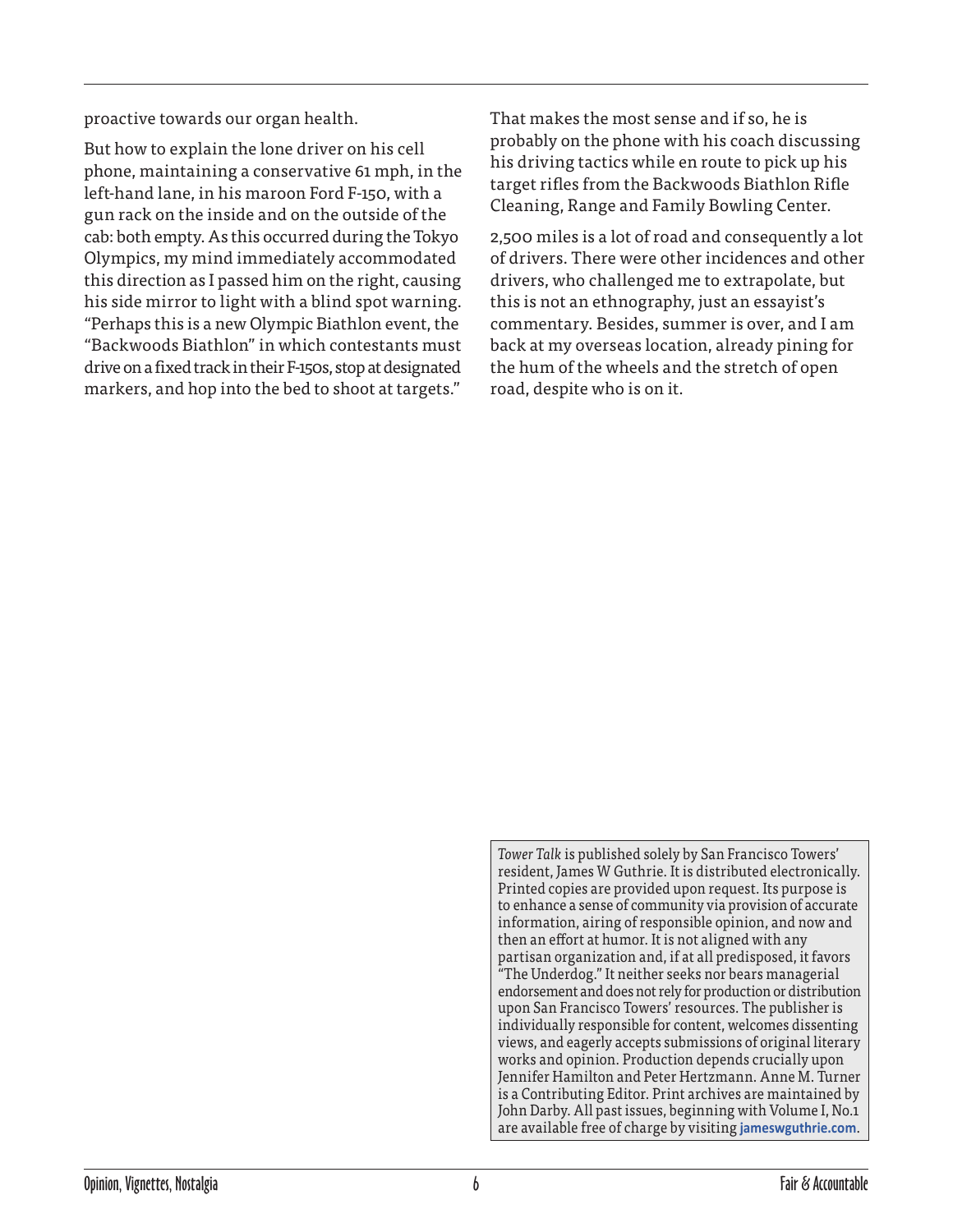proactive towards our organ health.

But how to explain the lone driver on his cell phone, maintaining a conservative 61 mph, in the left-hand lane, in his maroon Ford F-150, with a gun rack on the inside and on the outside of the cab: both empty. As this occurred during the Tokyo Olympics, my mind immediately accommodated this direction as I passed him on the right, causing his side mirror to light with a blind spot warning. "Perhaps this is a new Olympic Biathlon event, the "Backwoods Biathlon" in which contestants must drive on a fixed track in their F-150s, stop at designated markers, and hop into the bed to shoot at targets."

That makes the most sense and if so, he is probably on the phone with his coach discussing his driving tactics while en route to pick up his target rifles from the Backwoods Biathlon Rifle Cleaning, Range and Family Bowling Center.

2,500 miles is a lot of road and consequently a lot of drivers. There were other incidences and other drivers, who challenged me to extrapolate, but this is not an ethnography, just an essayist's commentary. Besides, summer is over, and I am back at my overseas location, already pining for the hum of the wheels and the stretch of open road, despite who is on it.

*Tower Talk* is published solely by San Francisco Towers' resident, James W Guthrie. It is distributed electronically. Printed copies are provided upon request. Its purpose is to enhance a sense of community via provision of accurate information, airing of responsible opinion, and now and then an effort at humor. It is not aligned with any partisan organization and, if at all predisposed, it favors "The Underdog." It neither seeks nor bears managerial endorsement and does not rely for production or distribution upon San Francisco Towers' resources. The publisher is individually responsible for content, welcomes dissenting views, and eagerly accepts submissions of original literary works and opinion. Production depends crucially upon Jennifer Hamilton and Peter Hertzmann. Anne M. Turner is a Contributing Editor. Print archives are maintained by John Darby. All past issues, beginning with Volume I, No.1 are available free of charge by visiting **jameswguthrie.com**.